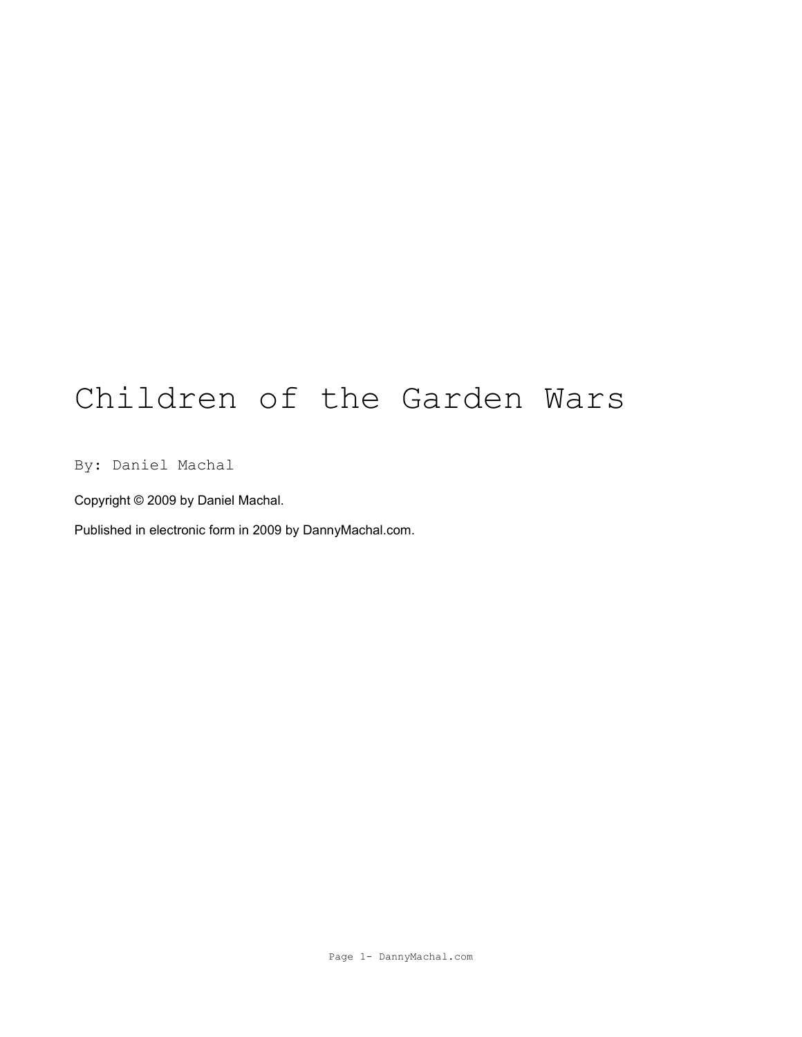# Children of the Garden Wars

By: Daniel Machal

Copyright © 2009 by Daniel Machal.

Published in electronic form in 2009 by DannyMachal.com.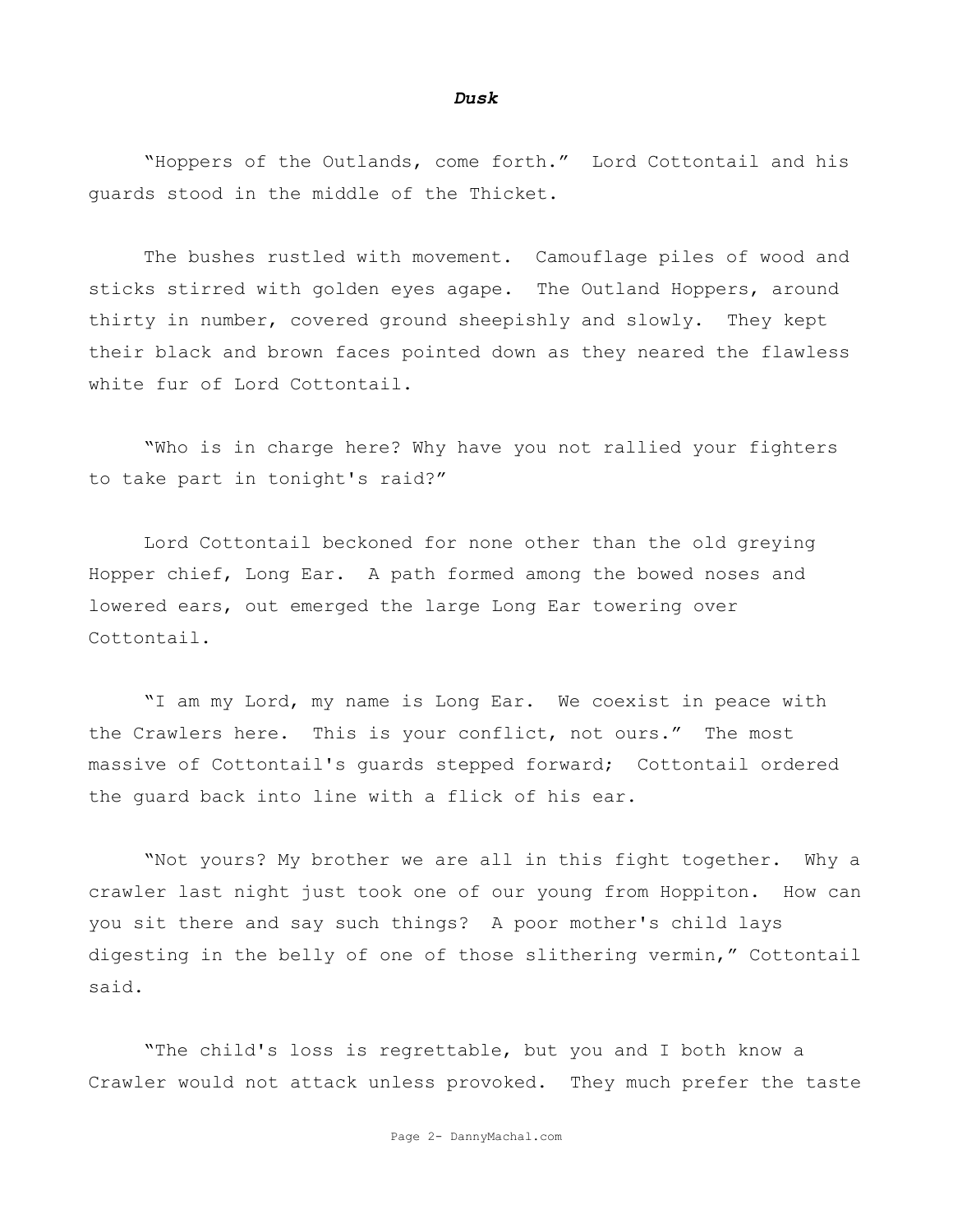***Dusk***

"Hoppers of the Outlands, come forth." Lord Cottontail and his guards stood in the middle of the Thicket.

The bushes rustled with movement. Camouflage piles of wood and sticks stirred with golden eyes agape. The Outland Hoppers, around thirty in number, covered ground sheepishly and slowly. They kept their black and brown faces pointed down as they neared the flawless white fur of Lord Cottontail.

"Who is in charge here? Why have you not rallied your fighters to take part in tonight's raid?"

Lord Cottontail beckoned for none other than the old greying Hopper chief, Long Ear. A path formed among the bowed noses and lowered ears, out emerged the large Long Ear towering over Cottontail.

"I am my Lord, my name is Long Ear. We coexist in peace with the Crawlers here. This is your conflict, not ours." The most massive of Cottontail's guards stepped forward; Cottontail ordered the guard back into line with a flick of his ear.

"Not yours? My brother we are all in this fight together. Why a crawler last night just took one of our young from Hoppiton. How can you sit there and say such things? A poor mother's child lays digesting in the belly of one of those slithering vermin," Cottontail said.

"The child's loss is regrettable, but you and I both know a Crawler would not attack unless provoked. They much prefer the taste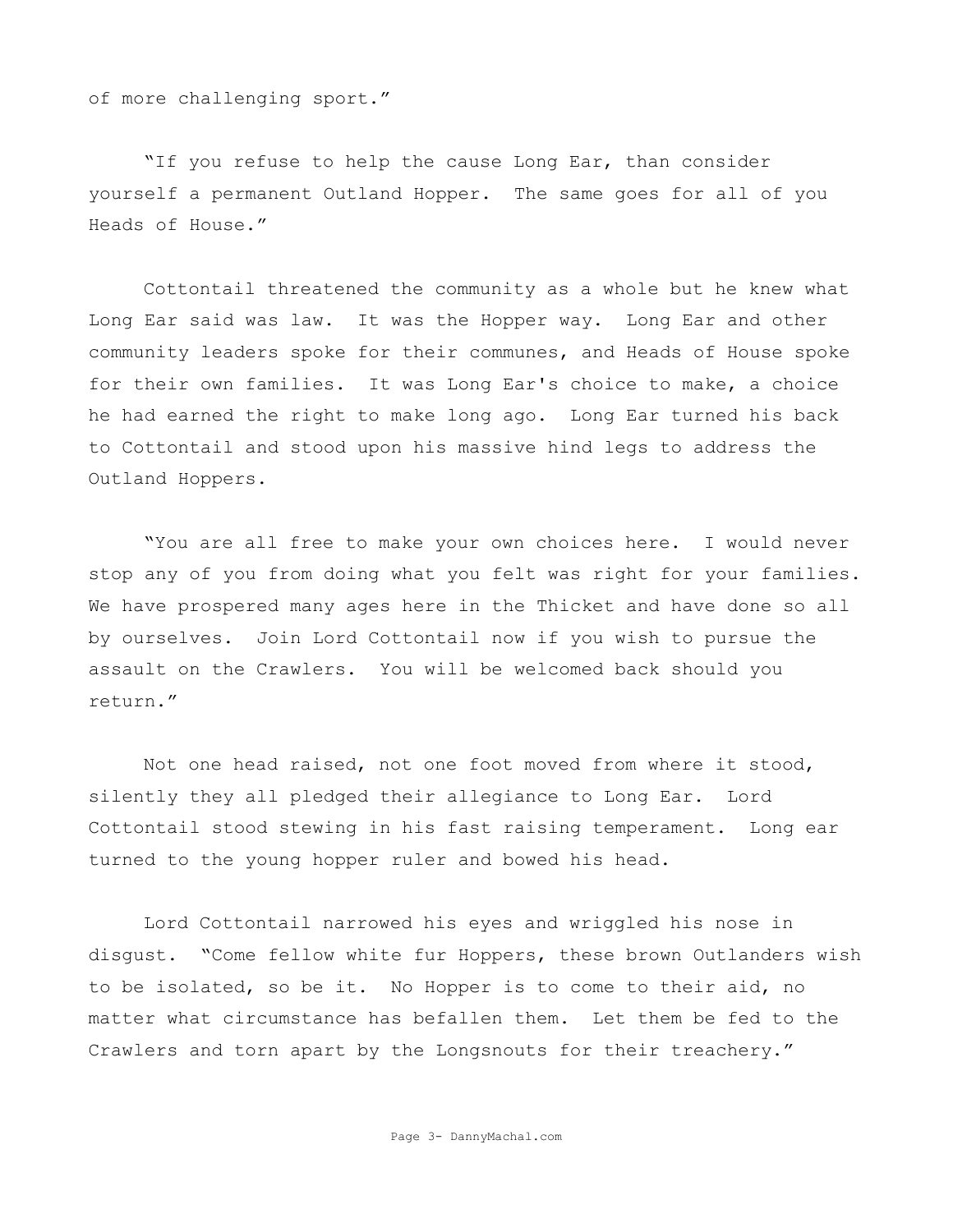of more challenging sport."

"If you refuse to help the cause Long Ear, than consider yourself a permanent Outland Hopper. The same goes for all of you Heads of House."

Cottontail threatened the community as a whole but he knew what Long Ear said was law. It was the Hopper way. Long Ear and other community leaders spoke for their communes, and Heads of House spoke for their own families. It was Long Ear's choice to make, a choice he had earned the right to make long ago. Long Ear turned his back to Cottontail and stood upon his massive hind legs to address the Outland Hoppers.

"You are all free to make your own choices here. I would never stop any of you from doing what you felt was right for your families. We have prospered many ages here in the Thicket and have done so all by ourselves. Join Lord Cottontail now if you wish to pursue the assault on the Crawlers. You will be welcomed back should you return."

Not one head raised, not one foot moved from where it stood, silently they all pledged their allegiance to Long Ear. Lord Cottontail stood stewing in his fast raising temperament. Long ear turned to the young hopper ruler and bowed his head.

Lord Cottontail narrowed his eyes and wriggled his nose in disgust. "Come fellow white fur Hoppers, these brown Outlanders wish to be isolated, so be it. No Hopper is to come to their aid, no matter what circumstance has befallen them. Let them be fed to the Crawlers and torn apart by the Longsnouts for their treachery."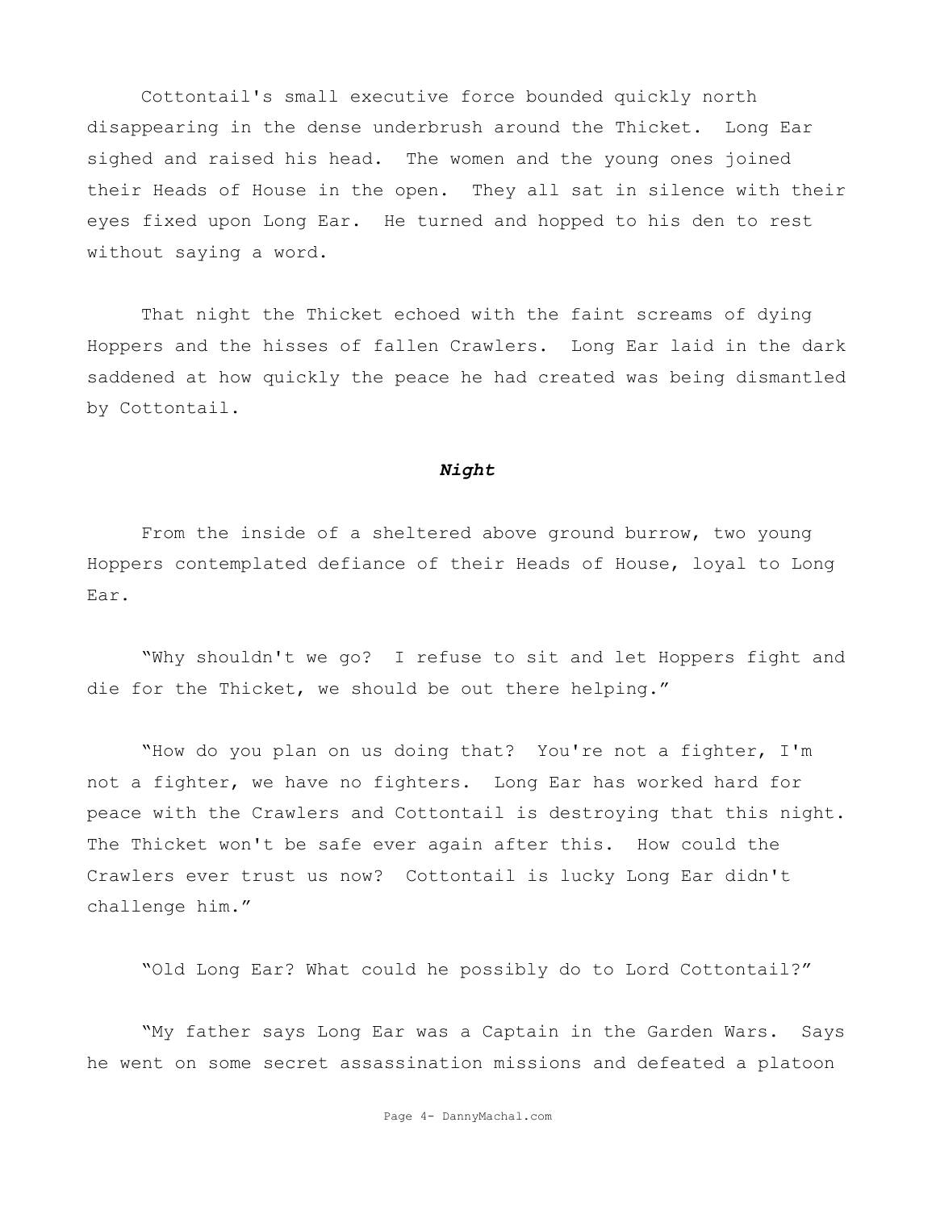Cottontail's small executive force bounded quickly north disappearing in the dense underbrush around the Thicket. Long Ear sighed and raised his head. The women and the young ones joined their Heads of House in the open. They all sat in silence with their eyes fixed upon Long Ear. He turned and hopped to his den to rest without saying a word.

That night the Thicket echoed with the faint screams of dying Hoppers and the hisses of fallen Crawlers. Long Ear laid in the dark saddened at how quickly the peace he had created was being dismantled by Cottontail.

### ***Night***

From the inside of a sheltered above ground burrow, two young Hoppers contemplated defiance of their Heads of House, loyal to Long Ear.

"Why shouldn't we go? I refuse to sit and let Hoppers fight and die for the Thicket, we should be out there helping."

"How do you plan on us doing that? You're not a fighter, I'm not a fighter, we have no fighters. Long Ear has worked hard for peace with the Crawlers and Cottontail is destroying that this night. The Thicket won't be safe ever again after this. How could the Crawlers ever trust us now? Cottontail is lucky Long Ear didn't challenge him."

"Old Long Ear? What could he possibly do to Lord Cottontail?"

"My father says Long Ear was a Captain in the Garden Wars. Says he went on some secret assassination missions and defeated a platoon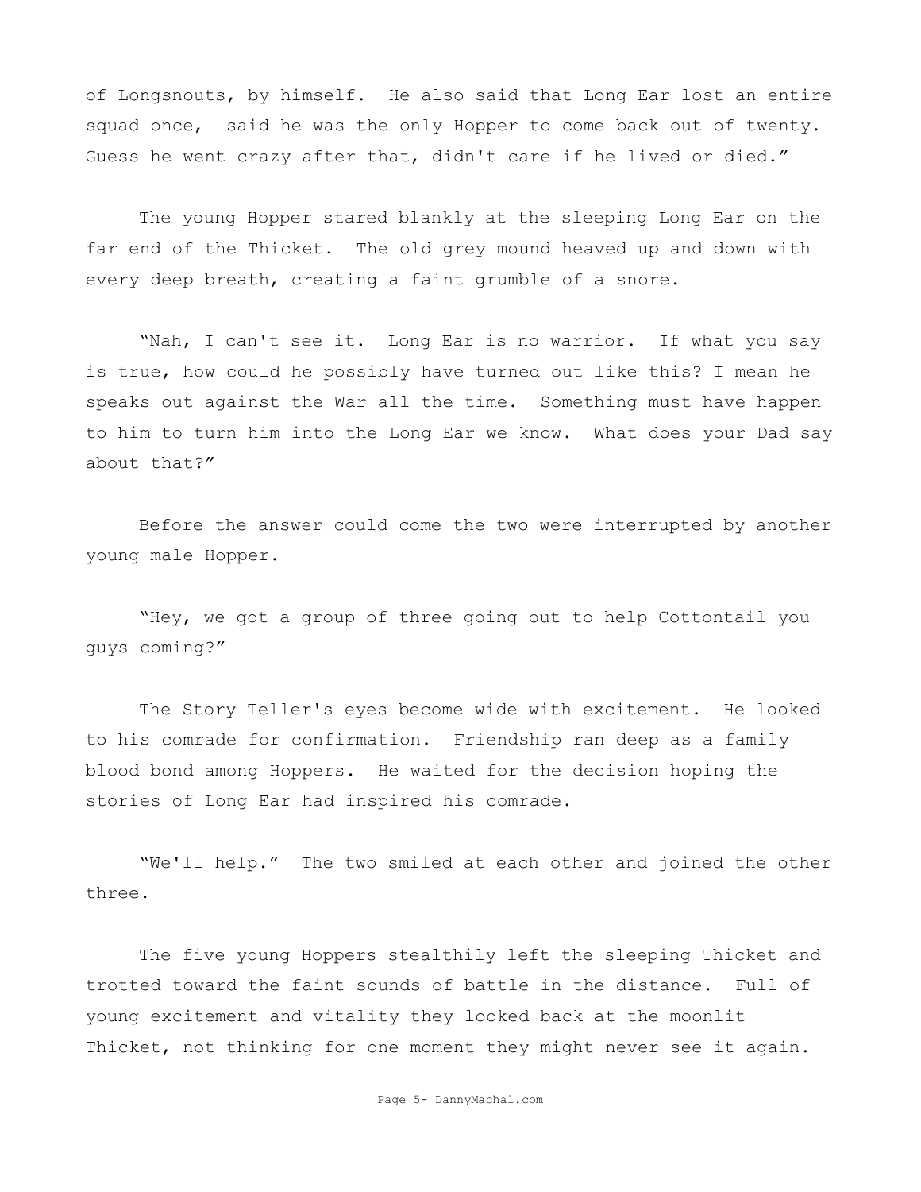of Longsnouts, by himself. He also said that Long Ear lost an entire squad once, said he was the only Hopper to come back out of twenty. Guess he went crazy after that, didn't care if he lived or died."

The young Hopper stared blankly at the sleeping Long Ear on the far end of the Thicket. The old grey mound heaved up and down with every deep breath, creating a faint grumble of a snore.

"Nah, I can't see it. Long Ear is no warrior. If what you say is true, how could he possibly have turned out like this? I mean he speaks out against the War all the time. Something must have happen to him to turn him into the Long Ear we know. What does your Dad say about that?"

Before the answer could come the two were interrupted by another young male Hopper.

"Hey, we got a group of three going out to help Cottontail you guys coming?"

The Story Teller's eyes become wide with excitement. He looked to his comrade for confirmation. Friendship ran deep as a family blood bond among Hoppers. He waited for the decision hoping the stories of Long Ear had inspired his comrade.

"We'll help." The two smiled at each other and joined the other three.

The five young Hoppers stealthily left the sleeping Thicket and trotted toward the faint sounds of battle in the distance. Full of young excitement and vitality they looked back at the moonlit Thicket, not thinking for one moment they might never see it again.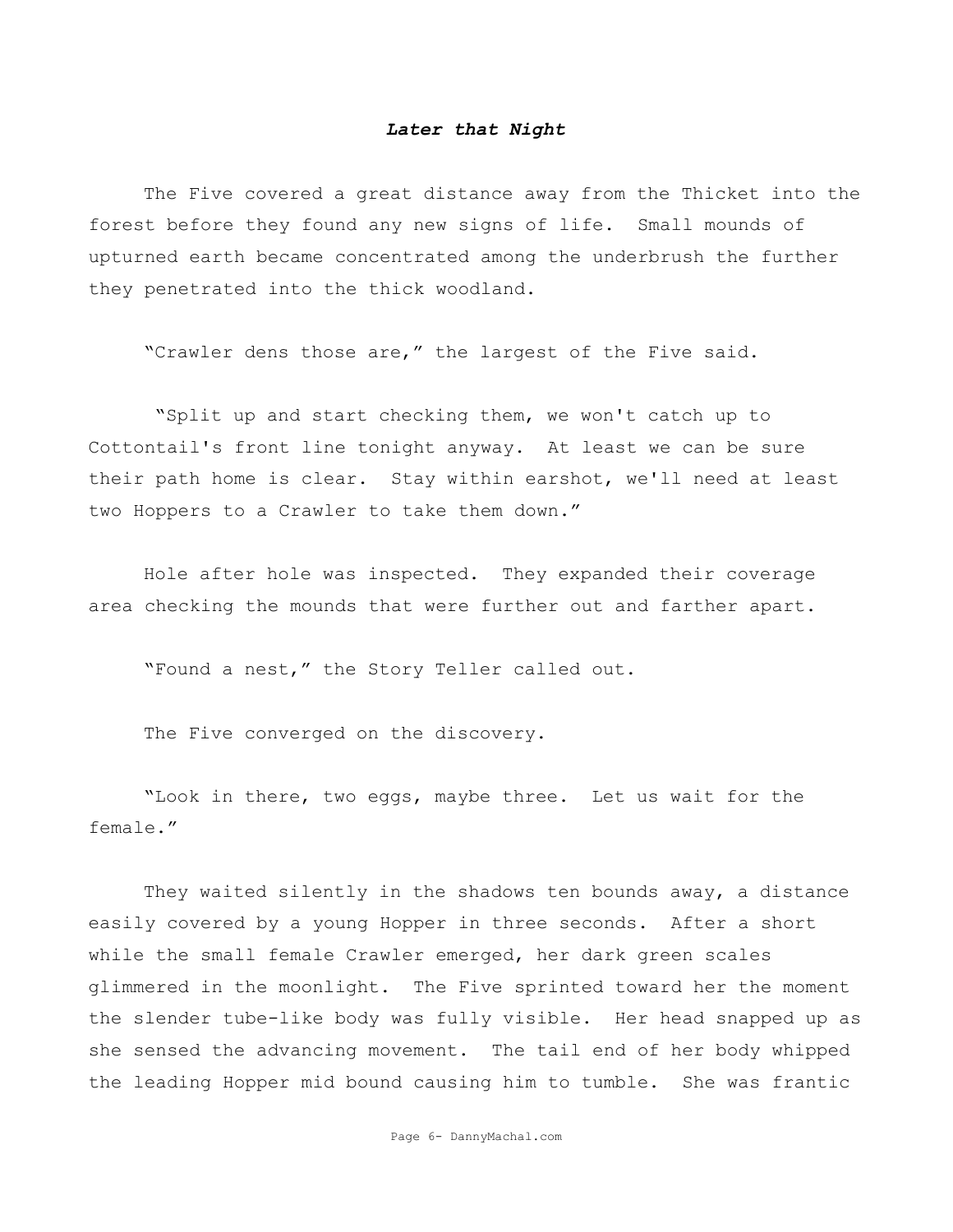### *Later that Night*

The Five covered a great distance away from the Thicket into the forest before they found any new signs of life. Small mounds of upturned earth became concentrated among the underbrush the further they penetrated into the thick woodland.

“Crawler dens those are,” the largest of the Five said.

“Split up and start checking them, we won't catch up to Cottontail's front line tonight anyway. At least we can be sure their path home is clear. Stay within earshot, we'll need at least two Hoppers to a Crawler to take them down.”

Hole after hole was inspected. They expanded their coverage area checking the mounds that were further out and farther apart.

“Found a nest,” the Story Teller called out.

The Five converged on the discovery.

“Look in there, two eggs, maybe three. Let us wait for the female.”

They waited silently in the shadows ten bounds away, a distance easily covered by a young Hopper in three seconds. After a short while the small female Crawler emerged, her dark green scales glimmered in the moonlight. The Five sprinted toward her the moment the slender tube-like body was fully visible. Her head snapped up as she sensed the advancing movement. The tail end of her body whipped the leading Hopper mid bound causing him to tumble. She was frantic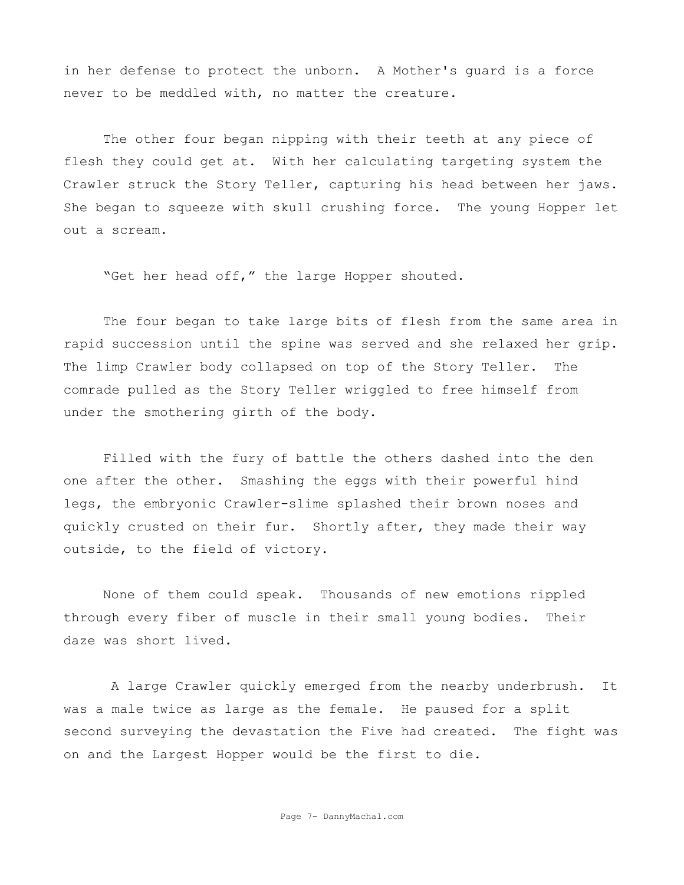in her defense to protect the unborn. A Mother's guard is a force never to be meddled with, no matter the creature.

The other four began nipping with their teeth at any piece of flesh they could get at. With her calculating targeting system the Crawler struck the Story Teller, capturing his head between her jaws. She began to squeeze with skull crushing force. The young Hopper let out a scream.

"Get her head off," the large Hopper shouted.

The four began to take large bits of flesh from the same area in rapid succession until the spine was served and she relaxed her grip. The limp Crawler body collapsed on top of the Story Teller. The comrade pulled as the Story Teller wriggled to free himself from under the smothering girth of the body.

Filled with the fury of battle the others dashed into the den one after the other. Smashing the eggs with their powerful hind legs, the embryonic Crawler-slime splashed their brown noses and quickly crusted on their fur. Shortly after, they made their way outside, to the field of victory.

None of them could speak. Thousands of new emotions rippled through every fiber of muscle in their small young bodies. Their daze was short lived.

A large Crawler quickly emerged from the nearby underbrush. It was a male twice as large as the female. He paused for a split second surveying the devastation the Five had created. The fight was on and the Largest Hopper would be the first to die.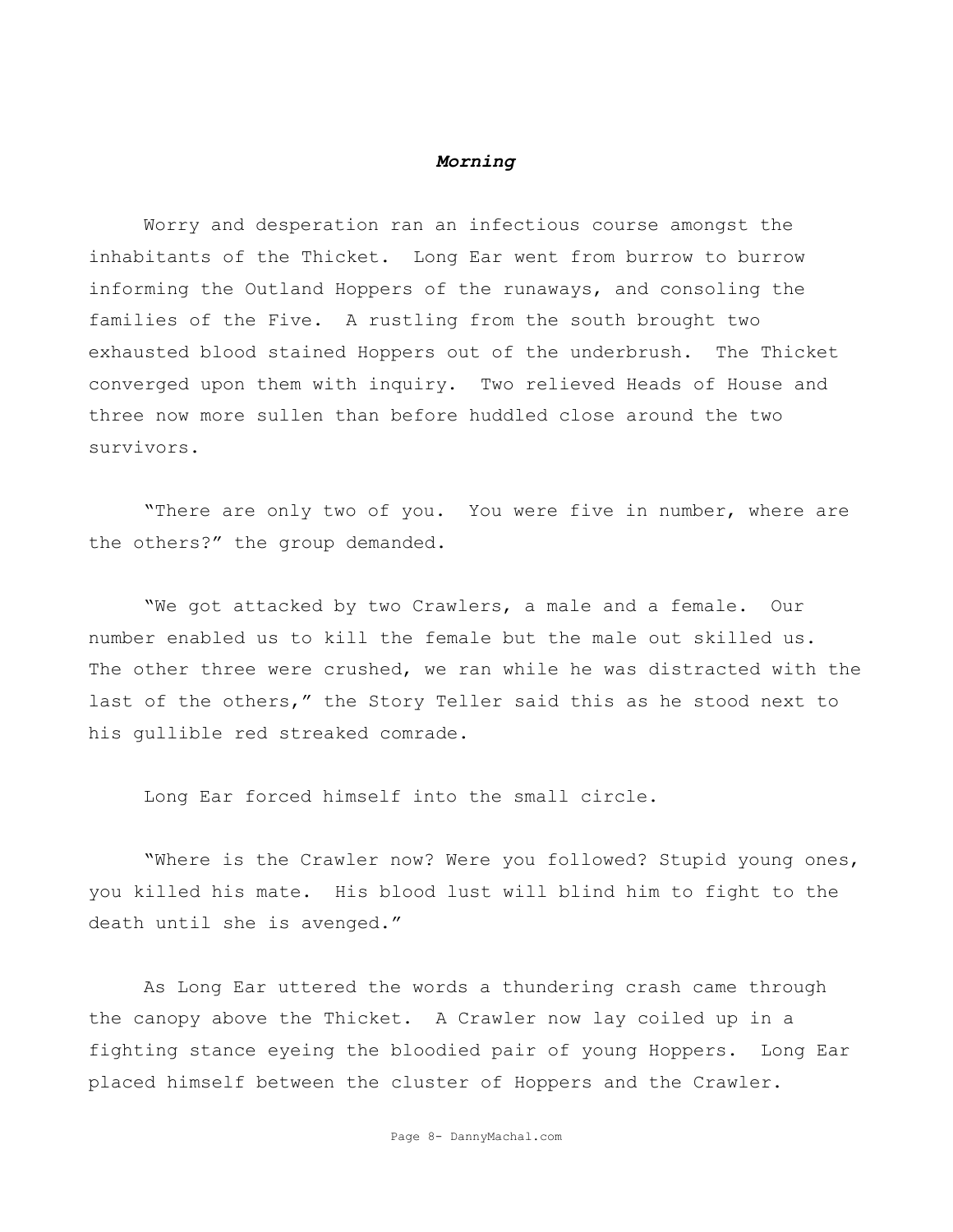### *Morning*

Worry and desperation ran an infectious course amongst the inhabitants of the Thicket. Long Ear went from burrow to burrow informing the Outland Hoppers of the runaways, and consoling the families of the Five. A rustling from the south brought two exhausted blood stained Hoppers out of the underbrush. The Thicket converged upon them with inquiry. Two relieved Heads of House and three now more sullen than before huddled close around the two survivors.

"There are only two of you. You were five in number, where are the others?" the group demanded.

"We got attacked by two Crawlers, a male and a female. Our number enabled us to kill the female but the male out skilled us. The other three were crushed, we ran while he was distracted with the last of the others," the Story Teller said this as he stood next to his gullible red streaked comrade.

Long Ear forced himself into the small circle.

"Where is the Crawler now? Were you followed? Stupid young ones, you killed his mate. His blood lust will blind him to fight to the death until she is avenged."

As Long Ear uttered the words a thundering crash came through the canopy above the Thicket. A Crawler now lay coiled up in a fighting stance eyeing the bloodied pair of young Hoppers. Long Ear placed himself between the cluster of Hoppers and the Crawler.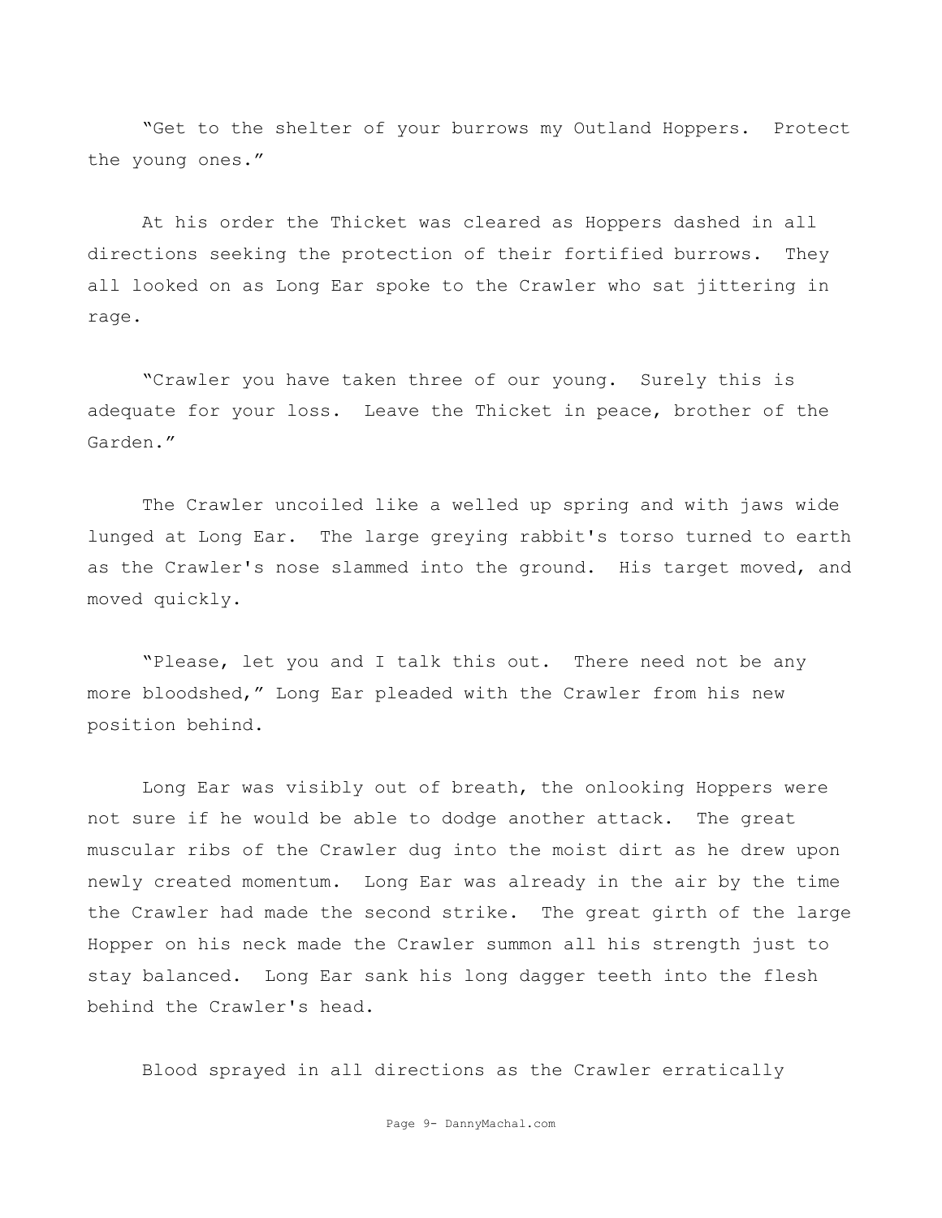“Get to the shelter of your burrows my Outland Hoppers. Protect the young ones.”

At his order the Thicket was cleared as Hoppers dashed in all directions seeking the protection of their fortified burrows. They all looked on as Long Ear spoke to the Crawler who sat jittering in rage.

“Crawler you have taken three of our young. Surely this is adequate for your loss. Leave the Thicket in peace, brother of the Garden.”

The Crawler uncoiled like a welled up spring and with jaws wide lunged at Long Ear. The large greying rabbit's torso turned to earth as the Crawler's nose slammed into the ground. His target moved, and moved quickly.

“Please, let you and I talk this out. There need not be any more bloodshed,” Long Ear pleaded with the Crawler from his new position behind.

Long Ear was visibly out of breath, the onlooking Hoppers were not sure if he would be able to dodge another attack. The great muscular ribs of the Crawler dug into the moist dirt as he drew upon newly created momentum. Long Ear was already in the air by the time the Crawler had made the second strike. The great girth of the large Hopper on his neck made the Crawler summon all his strength just to stay balanced. Long Ear sank his long dagger teeth into the flesh behind the Crawler's head.

Blood sprayed in all directions as the Crawler erratically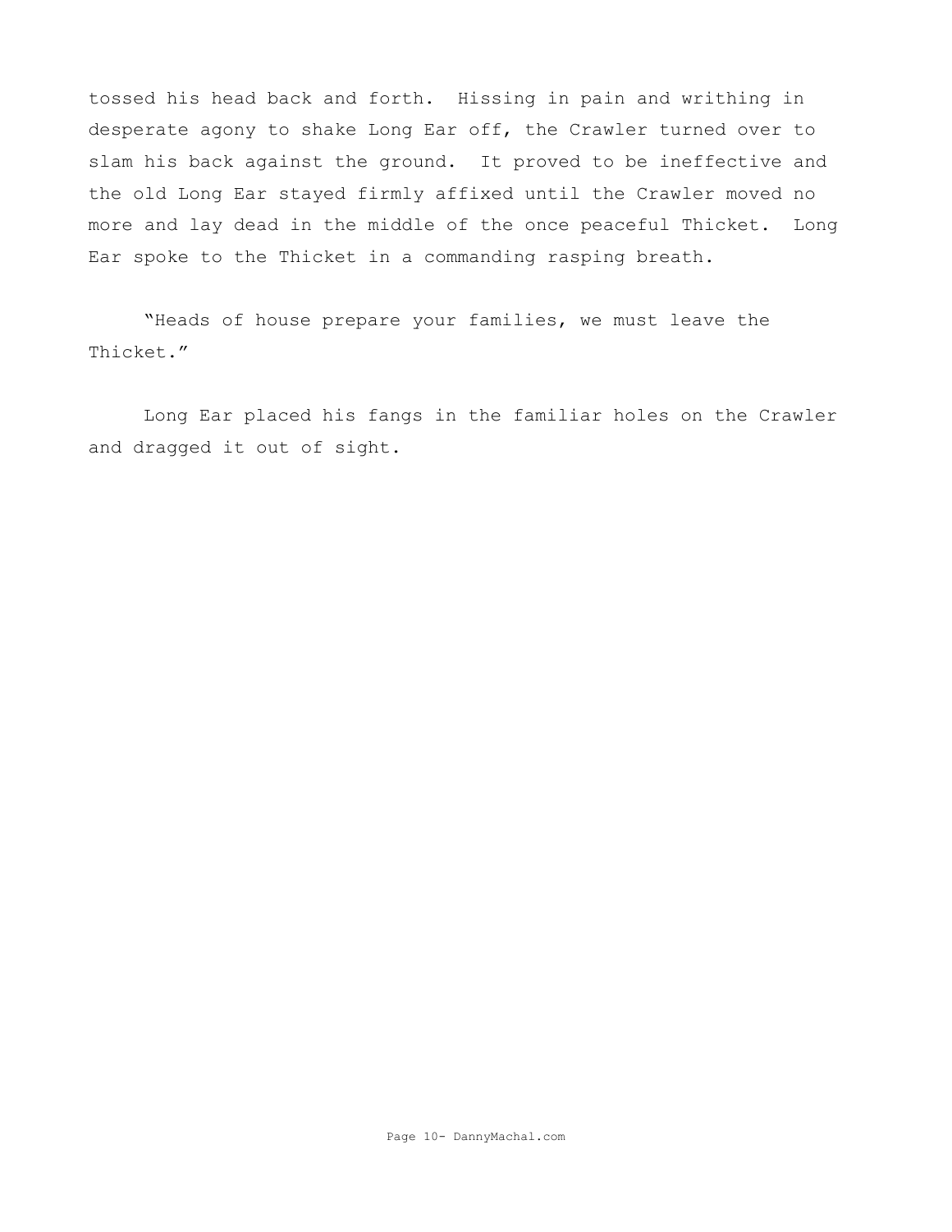tossed his head back and forth. Hissing in pain and writhing in desperate agony to shake Long Ear off, the Crawler turned over to slam his back against the ground. It proved to be ineffective and the old Long Ear stayed firmly affixed until the Crawler moved no more and lay dead in the middle of the once peaceful Thicket. Long Ear spoke to the Thicket in a commanding rasping breath.

"Heads of house prepare your families, we must leave the Thicket."

Long Ear placed his fangs in the familiar holes on the Crawler and dragged it out of sight.